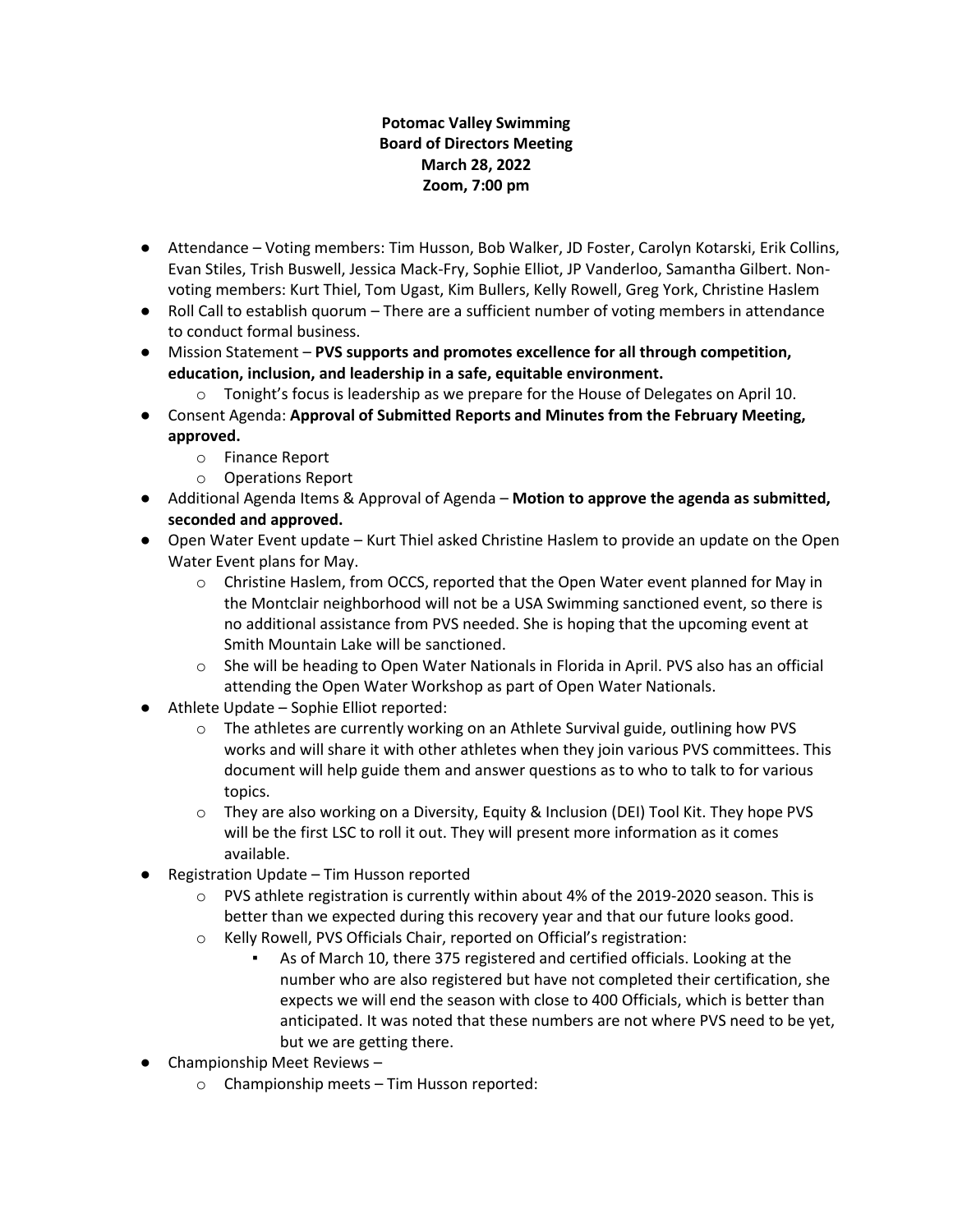**Potomac Valley Swimming**
**Board of Directors Meeting**
**March 28, 2022**
**Zoom, 7:00 pm**

- Attendance – Voting members: Tim Husson, Bob Walker, JD Foster, Carolyn Kotarski, Erik Collins, Evan Stiles, Trish Buswell, Jessica Mack-Fry, Sophie Elliot, JP Vanderloo, Samantha Gilbert. Non-voting members: Kurt Thiel, Tom Ugast, Kim Bullers, Kelly Rowell, Greg York, Christine Haslem
- Roll Call to establish quorum – There are a sufficient number of voting members in attendance to conduct formal business.
- Mission Statement – **PVS supports and promotes excellence for all through competition, education, inclusion, and leadership in a safe, equitable environment.**
  - Tonight's focus is leadership as we prepare for the House of Delegates on April 10.
- Consent Agenda: **Approval of Submitted Reports and Minutes from the February Meeting, approved.**
  - Finance Report
  - Operations Report
- Additional Agenda Items & Approval of Agenda – **Motion to approve the agenda as submitted, seconded and approved.**
- Open Water Event update – Kurt Thiel asked Christine Haslem to provide an update on the Open Water Event plans for May.
  - Christine Haslem, from OCCS, reported that the Open Water event planned for May in the Montclair neighborhood will not be a USA Swimming sanctioned event, so there is no additional assistance from PVS needed. She is hoping that the upcoming event at Smith Mountain Lake will be sanctioned.
  - She will be heading to Open Water Nationals in Florida in April. PVS also has an official attending the Open Water Workshop as part of Open Water Nationals.
- Athlete Update – Sophie Elliot reported:
  - The athletes are currently working on an Athlete Survival guide, outlining how PVS works and will share it with other athletes when they join various PVS committees. This document will help guide them and answer questions as to who to talk to for various topics.
  - They are also working on a Diversity, Equity & Inclusion (DEI) Tool Kit. They hope PVS will be the first LSC to roll it out. They will present more information as it comes available.
- Registration Update – Tim Husson reported
  - PVS athlete registration is currently within about 4% of the 2019-2020 season. This is better than we expected during this recovery year and that our future looks good.
  - Kelly Rowell, PVS Officials Chair, reported on Official's registration:
    - As of March 10, there 375 registered and certified officials. Looking at the number who are also registered but have not completed their certification, she expects we will end the season with close to 400 Officials, which is better than anticipated. It was noted that these numbers are not where PVS need to be yet, but we are getting there.
- Championship Meet Reviews –
  - Championship meets – Tim Husson reported: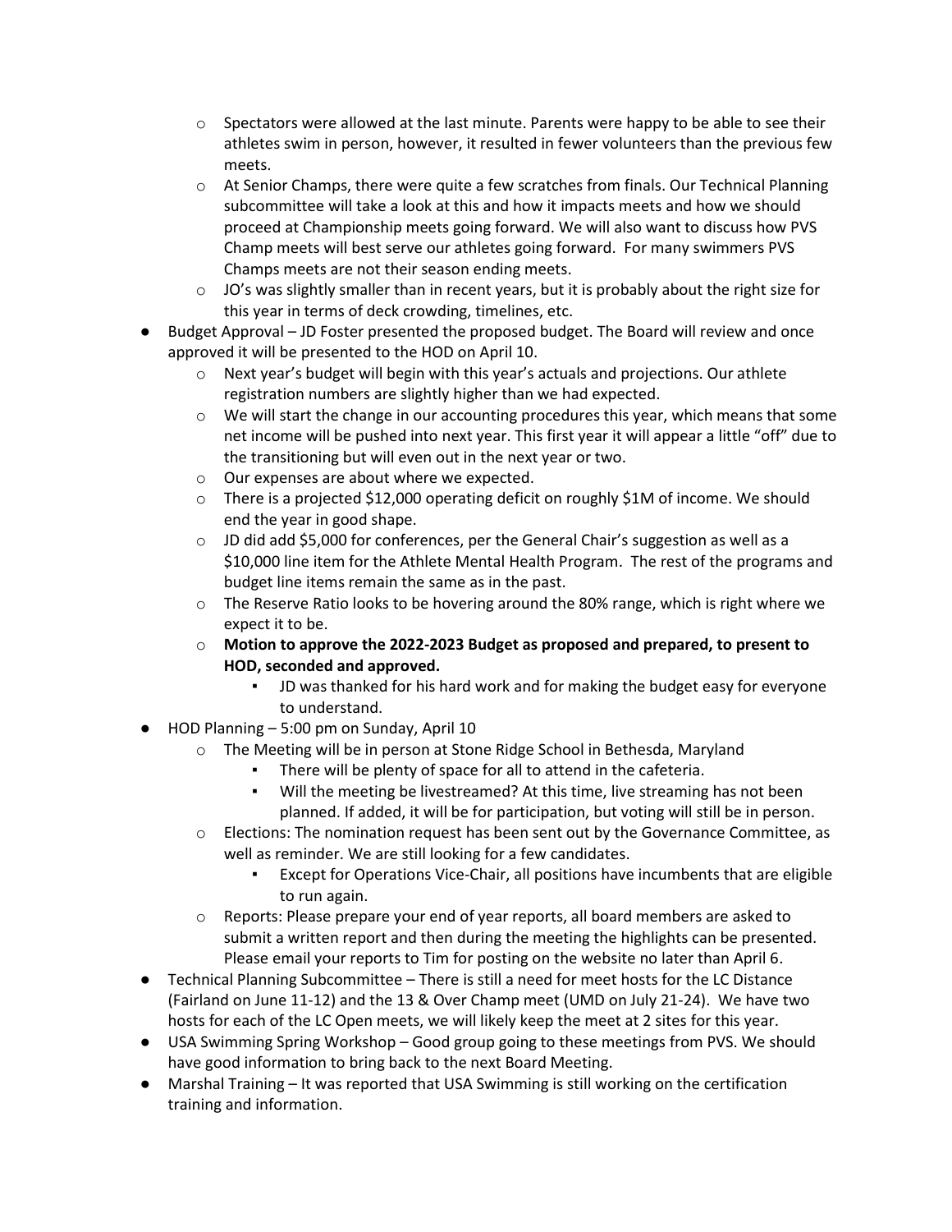- Spectators were allowed at the last minute. Parents were happy to be able to see their athletes swim in person, however, it resulted in fewer volunteers than the previous few meets.
  - At Senior Champs, there were quite a few scratches from finals. Our Technical Planning subcommittee will take a look at this and how it impacts meets and how we should proceed at Championship meets going forward. We will also want to discuss how PVS Champ meets will best serve our athletes going forward. For many swimmers PVS Champs meets are not their season ending meets.
  - JO's was slightly smaller than in recent years, but it is probably about the right size for this year in terms of deck crowding, timelines, etc.
- Budget Approval – JD Foster presented the proposed budget. The Board will review and once approved it will be presented to the HOD on April 10.
  - Next year's budget will begin with this year's actuals and projections. Our athlete registration numbers are slightly higher than we had expected.
  - We will start the change in our accounting procedures this year, which means that some net income will be pushed into next year. This first year it will appear a little "off" due to the transitioning but will even out in the next year or two.
  - Our expenses are about where we expected.
  - There is a projected $12,000 operating deficit on roughly $1M of income. We should end the year in good shape.
  - JD did add $5,000 for conferences, per the General Chair's suggestion as well as a $10,000 line item for the Athlete Mental Health Program. The rest of the programs and budget line items remain the same as in the past.
  - The Reserve Ratio looks to be hovering around the 80% range, which is right where we expect it to be.
  - **Motion to approve the 2022-2023 Budget as proposed and prepared, to present to HOD, seconded and approved.**
    - JD was thanked for his hard work and for making the budget easy for everyone to understand.
- HOD Planning – 5:00 pm on Sunday, April 10
  - The Meeting will be in person at Stone Ridge School in Bethesda, Maryland
    - There will be plenty of space for all to attend in the cafeteria.
    - Will the meeting be livestreamed? At this time, live streaming has not been planned. If added, it will be for participation, but voting will still be in person.
  - Elections: The nomination request has been sent out by the Governance Committee, as well as reminder. We are still looking for a few candidates.
    - Except for Operations Vice-Chair, all positions have incumbents that are eligible to run again.
  - Reports: Please prepare your end of year reports, all board members are asked to submit a written report and then during the meeting the highlights can be presented. Please email your reports to Tim for posting on the website no later than April 6.
- Technical Planning Subcommittee – There is still a need for meet hosts for the LC Distance (Fairland on June 11-12) and the 13 & Over Champ meet (UMD on July 21-24). We have two hosts for each of the LC Open meets, we will likely keep the meet at 2 sites for this year.
- USA Swimming Spring Workshop – Good group going to these meetings from PVS. We should have good information to bring back to the next Board Meeting.
- Marshal Training – It was reported that USA Swimming is still working on the certification training and information.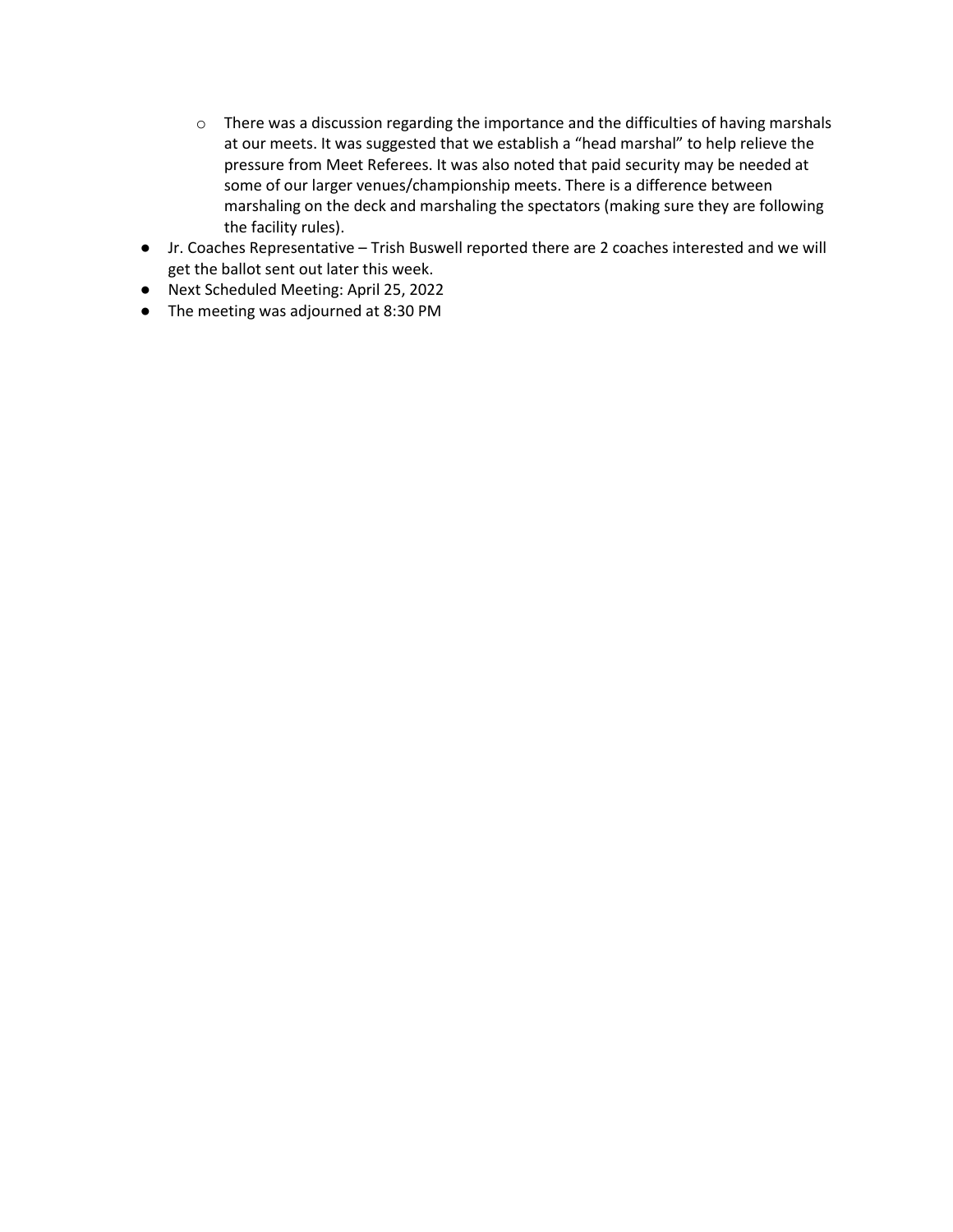- There was a discussion regarding the importance and the difficulties of having marshals at our meets. It was suggested that we establish a "head marshal" to help relieve the pressure from Meet Referees. It was also noted that paid security may be needed at some of our larger venues/championship meets. There is a difference between marshaling on the deck and marshaling the spectators (making sure they are following the facility rules).
- Jr. Coaches Representative – Trish Buswell reported there are 2 coaches interested and we will get the ballot sent out later this week.
- Next Scheduled Meeting: April 25, 2022
- The meeting was adjourned at 8:30 PM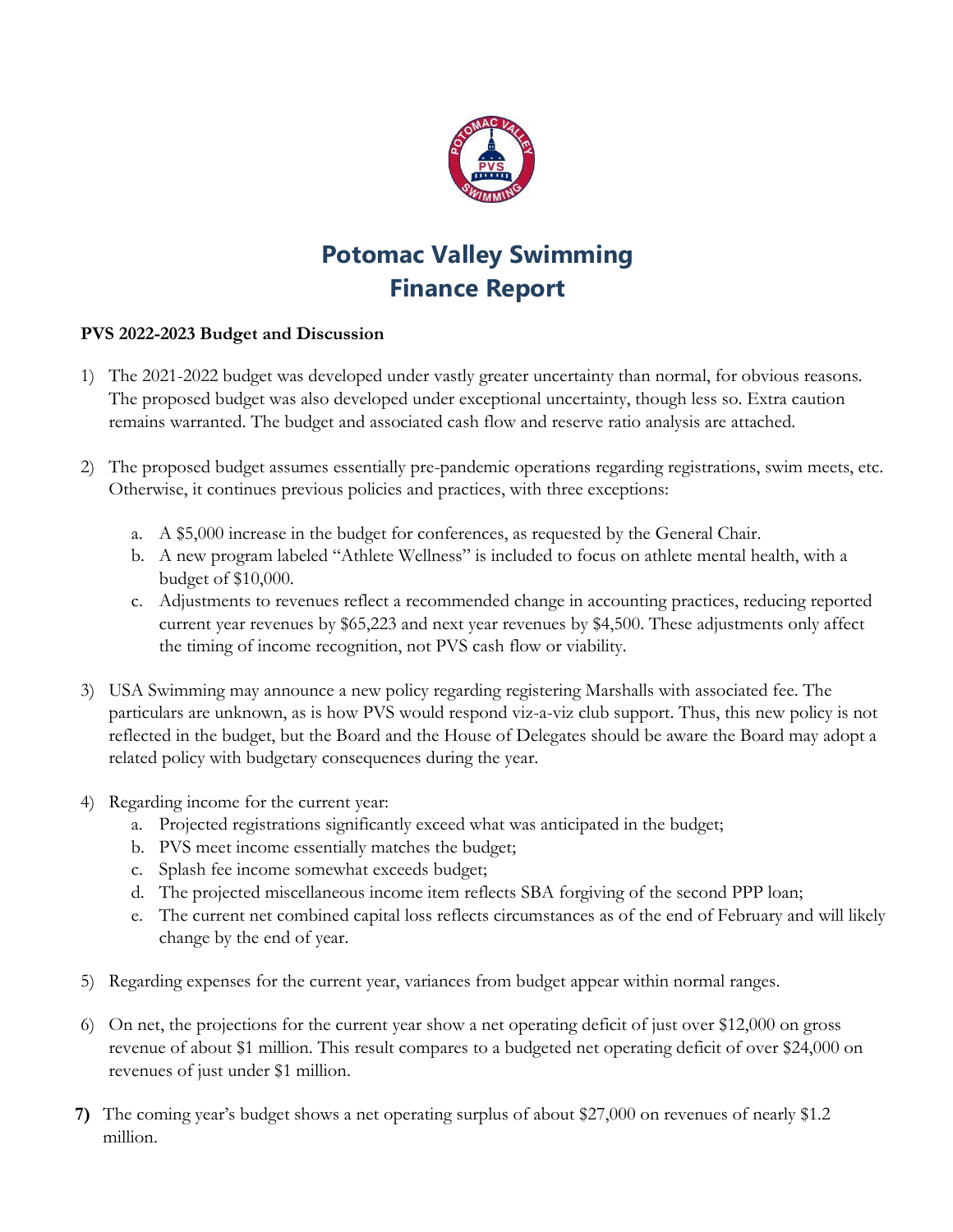# Potomac Valley Swimming
# Finance Report

**PVS 2022-2023 Budget and Discussion**

1) The 2021-2022 budget was developed under vastly greater uncertainty than normal, for obvious reasons. The proposed budget was also developed under exceptional uncertainty, though less so. Extra caution remains warranted. The budget and associated cash flow and reserve ratio analysis are attached.

2) The proposed budget assumes essentially pre-pandemic operations regarding registrations, swim meets, etc. Otherwise, it continues previous policies and practices, with three exceptions:

   a. A $5,000 increase in the budget for conferences, as requested by the General Chair.
   
   b. A new program labeled "Athlete Wellness" is included to focus on athlete mental health, with a budget of $10,000.
   
   c. Adjustments to revenues reflect a recommended change in accounting practices, reducing reported current year revenues by $65,223 and next year revenues by $4,500. These adjustments only affect the timing of income recognition, not PVS cash flow or viability.

3) USA Swimming may announce a new policy regarding registering Marshalls with associated fee. The particulars are unknown, as is how PVS would respond viz-a-viz club support. Thus, this new policy is not reflected in the budget, but the Board and the House of Delegates should be aware the Board may adopt a related policy with budgetary consequences during the year.

4) Regarding income for the current year:
   a. Projected registrations significantly exceed what was anticipated in the budget;
   b. PVS meet income essentially matches the budget;
   c. Splash fee income somewhat exceeds budget;
   d. The projected miscellaneous income item reflects SBA forgiving of the second PPP loan;
   e. The current net combined capital loss reflects circumstances as of the end of February and will likely change by the end of year.

5) Regarding expenses for the current year, variances from budget appear within normal ranges.

6) On net, the projections for the current year show a net operating deficit of just over $12,000 on gross revenue of about $1 million. This result compares to a budgeted net operating deficit of over $24,000 on revenues of just under $1 million.

**7)** The coming year's budget shows a net operating surplus of about $27,000 on revenues of nearly $1.2 million.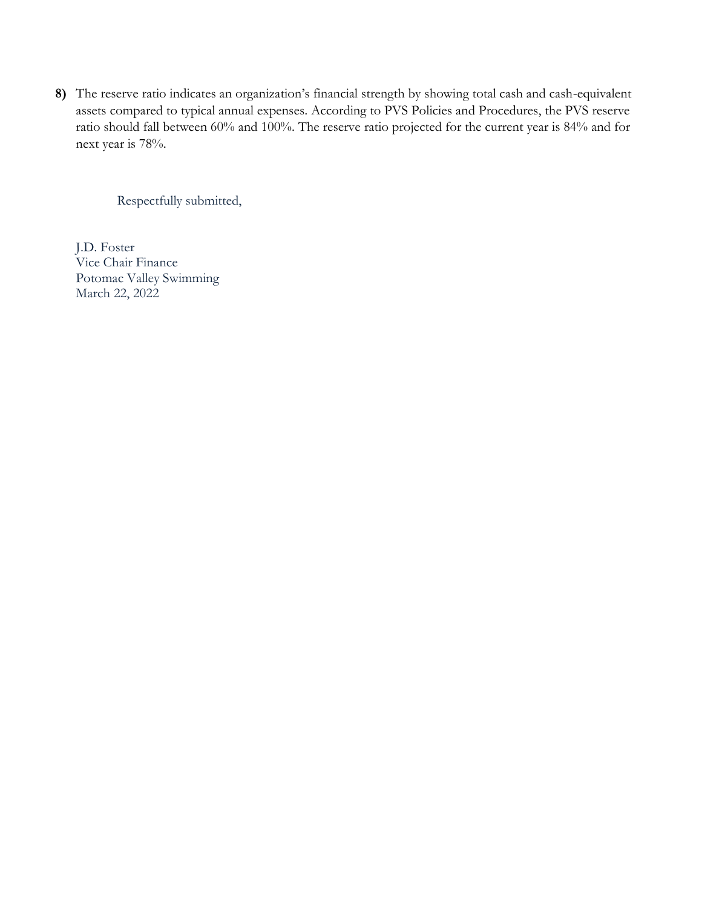**8)** The reserve ratio indicates an organization's financial strength by showing total cash and cash-equivalent assets compared to typical annual expenses. According to PVS Policies and Procedures, the PVS reserve ratio should fall between 60% and 100%. The reserve ratio projected for the current year is 84% and for next year is 78%.

Respectfully submitted,

J.D. Foster
Vice Chair Finance
Potomac Valley Swimming
March 22, 2022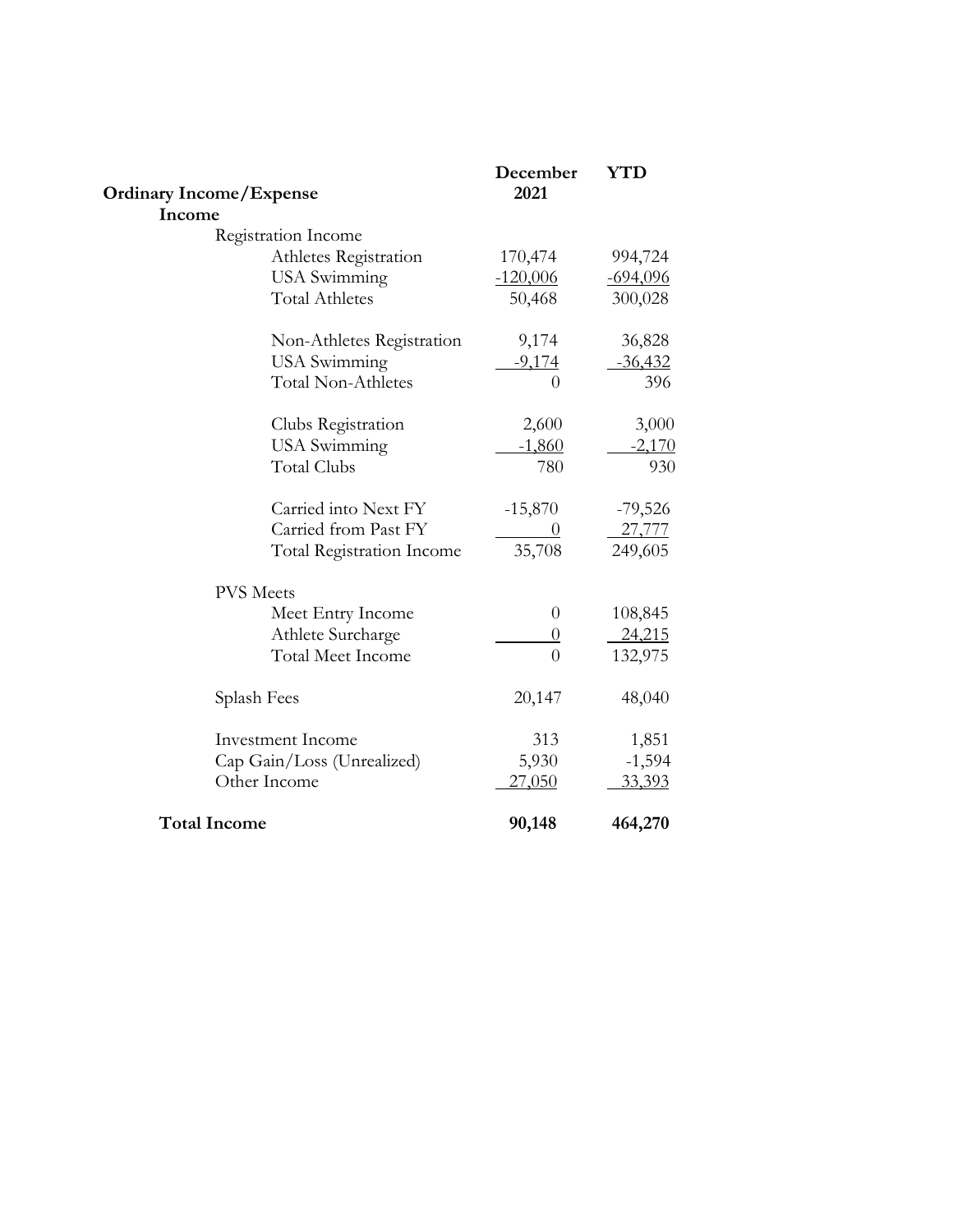| Ordinary Income/Expense | December 2021 | YTD |
|---|---|---|
| **Income** | | |
| Registration Income | | |
| Athletes Registration | 170,474 | 994,724 |
| USA Swimming | -120,006 | -694,096 |
| Total Athletes | 50,468 | 300,028 |
| | | |
| Non-Athletes Registration | 9,174 | 36,828 |
| USA Swimming | -9,174 | -36,432 |
| Total Non-Athletes | 0 | 396 |
| | | |
| Clubs Registration | 2,600 | 3,000 |
| USA Swimming | -1,860 | -2,170 |
| Total Clubs | 780 | 930 |
| | | |
| Carried into Next FY | -15,870 | -79,526 |
| Carried from Past FY | 0 | 27,777 |
| Total Registration Income | 35,708 | 249,605 |
| | | |
| PVS Meets | | |
| Meet Entry Income | 0 | 108,845 |
| Athlete Surcharge | 0 | 24,215 |
| Total Meet Income | 0 | 132,975 |
| | | |
| Splash Fees | 20,147 | 48,040 |
| | | |
| Investment Income | 313 | 1,851 |
| Cap Gain/Loss (Unrealized) | 5,930 | -1,594 |
| Other Income | 27,050 | 33,393 |
| | | |
| **Total Income** | **90,148** | **464,270** |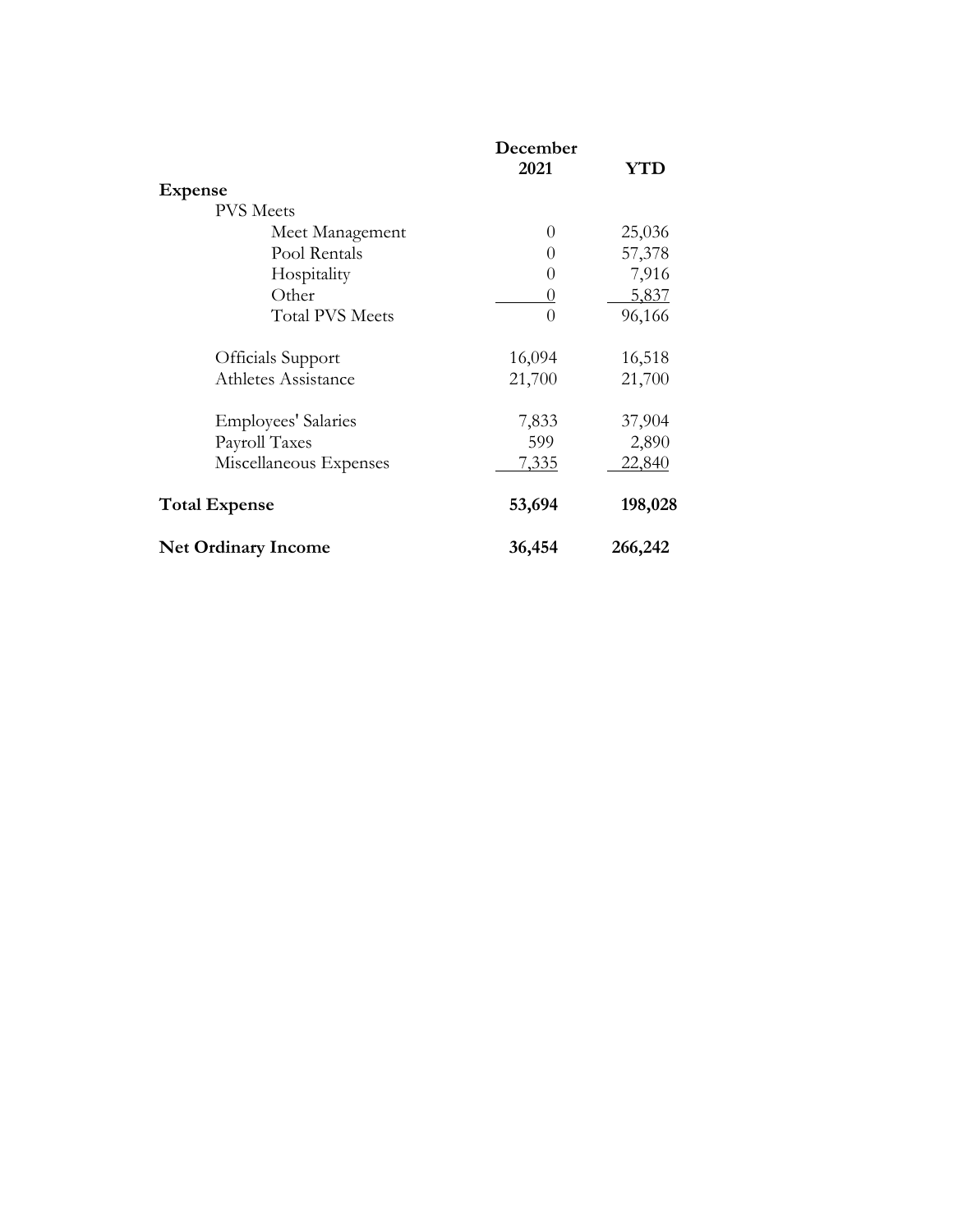| | December 2021 | YTD |
|---|---|---|
| **Expense** | | |
| PVS Meets | | |
| Meet Management | 0 | 25,036 |
| Pool Rentals | 0 | 57,378 |
| Hospitality | 0 | 7,916 |
| Other | 0 | 5,837 |
| Total PVS Meets | 0 | 96,166 |
| | | |
| Officials Support | 16,094 | 16,518 |
| Athletes Assistance | 21,700 | 21,700 |
| | | |
| Employees' Salaries | 7,833 | 37,904 |
| Payroll Taxes | 599 | 2,890 |
| Miscellaneous Expenses | 7,335 | 22,840 |
| | | |
| **Total Expense** | **53,694** | **198,028** |
| | | |
| **Net Ordinary Income** | **36,454** | **266,242** |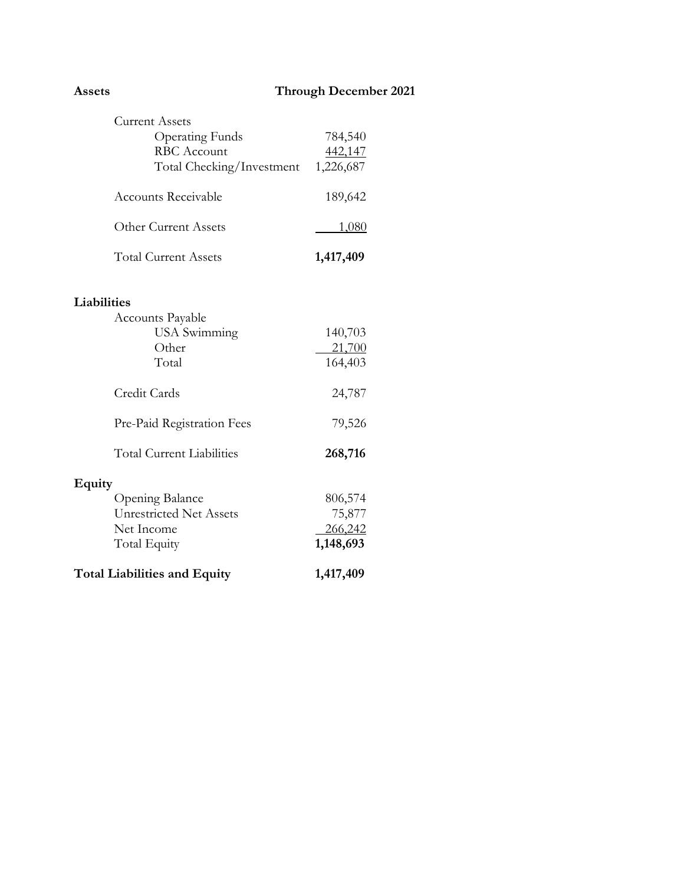| Assets | Through December 2021 |
|---|---|
| Current Assets | |
| Operating Funds | 784,540 |
| RBC Account | 442,147 |
| Total Checking/Investment | 1,226,687 |
| Accounts Receivable | 189,642 |
| Other Current Assets | 1,080 |
| Total Current Assets | **1,417,409** |
| **Liabilities** | |
| Accounts Payable | |
| USA Swimming | 140,703 |
| Other | 21,700 |
| Total | 164,403 |
| Credit Cards | 24,787 |
| Pre-Paid Registration Fees | 79,526 |
| Total Current Liabilities | **268,716** |
| **Equity** | |
| Opening Balance | 806,574 |
| Unrestricted Net Assets | 75,877 |
| Net Income | 266,242 |
| Total Equity | **1,148,693** |
| **Total Liabilities and Equity** | **1,417,409** |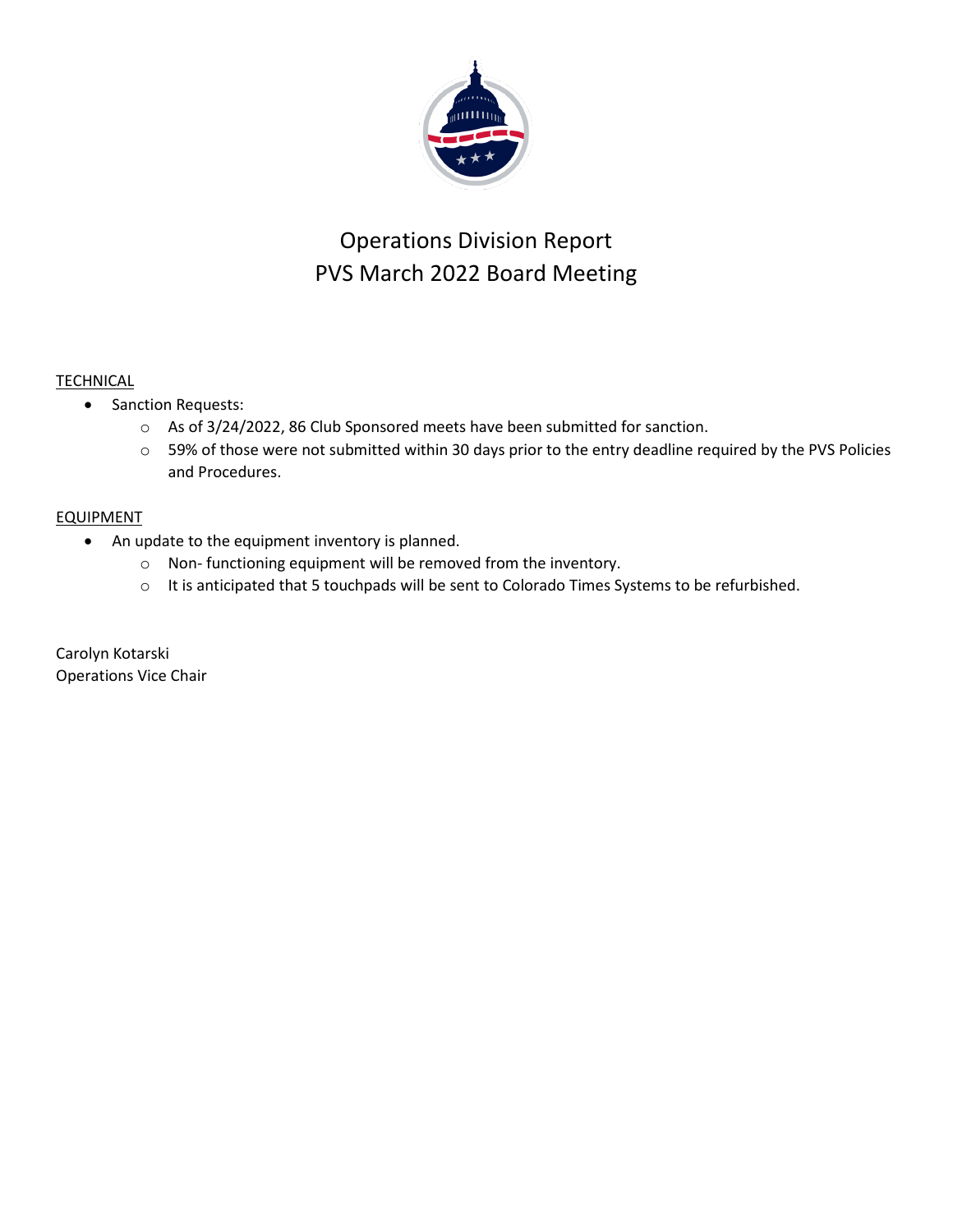# Operations Division Report
# PVS March 2022 Board Meeting

TECHNICAL

- Sanction Requests:
  - As of 3/24/2022, 86 Club Sponsored meets have been submitted for sanction.
  - 59% of those were not submitted within 30 days prior to the entry deadline required by the PVS Policies and Procedures.

EQUIPMENT

- An update to the equipment inventory is planned.
  - Non- functioning equipment will be removed from the inventory.
  - It is anticipated that 5 touchpads will be sent to Colorado Times Systems to be refurbished.

Carolyn Kotarski
Operations Vice Chair